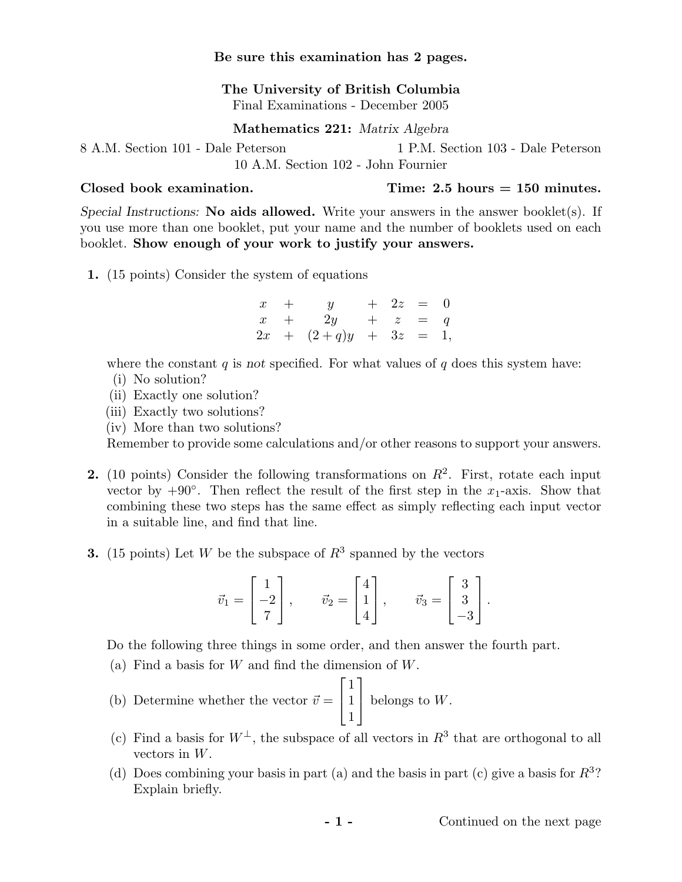**Be sure this examination has 2 pages.**

**The University of British Columbia**
Final Examinations - December 2005

**Mathematics 221:** *Matrix Algebra*

8 A.M. Section 101 - Dale Peterson
10 A.M. Section 102 - John Fournier
1 P.M. Section 103 - Dale Peterson

**Closed book examination.** **Time: 2.5 hours = 150 minutes.**

*Special Instructions:* **No aids allowed.** Write your answers in the answer booklet(s). If you use more than one booklet, put your name and the number of booklets used on each booklet. **Show enough of your work to justify your answers.**

**1.** (15 points) Consider the system of equations

$$\begin{array}{rcrcrcl} x & + & y & + & 2z & = & 0 \\ x & + & 2y & + & z & = & q \\ 2x & + & (2+q)y & + & 3z & = & 1, \end{array}$$

where the constant $q$ is *not* specified. For what values of $q$ does this system have:
(i) No solution?
(ii) Exactly one solution?
(iii) Exactly two solutions?
(iv) More than two solutions?
Remember to provide some calculations and/or other reasons to support your answers.

**2.** (10 points) Consider the following transformations on $R^2$. First, rotate each input vector by $+90°$. Then reflect the result of the first step in the $x_1$-axis. Show that combining these two steps has the same effect as simply reflecting each input vector in a suitable line, and find that line.

**3.** (15 points) Let $W$ be the subspace of $R^3$ spanned by the vectors

$$\vec{v}_1 = \begin{bmatrix} 1 \\ -2 \\ 7 \end{bmatrix}, \qquad \vec{v}_2 = \begin{bmatrix} 4 \\ 1 \\ 4 \end{bmatrix}, \qquad \vec{v}_3 = \begin{bmatrix} 3 \\ 3 \\ -3 \end{bmatrix}.$$

Do the following three things in some order, and then answer the fourth part.

(a) Find a basis for $W$ and find the dimension of $W$.

(b) Determine whether the vector $\vec{v} = \begin{bmatrix} 1 \\ 1 \\ 1 \end{bmatrix}$ belongs to $W$.

(c) Find a basis for $W^{\perp}$, the subspace of all vectors in $R^3$ that are orthogonal to all vectors in $W$.

(d) Does combining your basis in part (a) and the basis in part (c) give a basis for $R^3$? Explain briefly.

Continued on the next page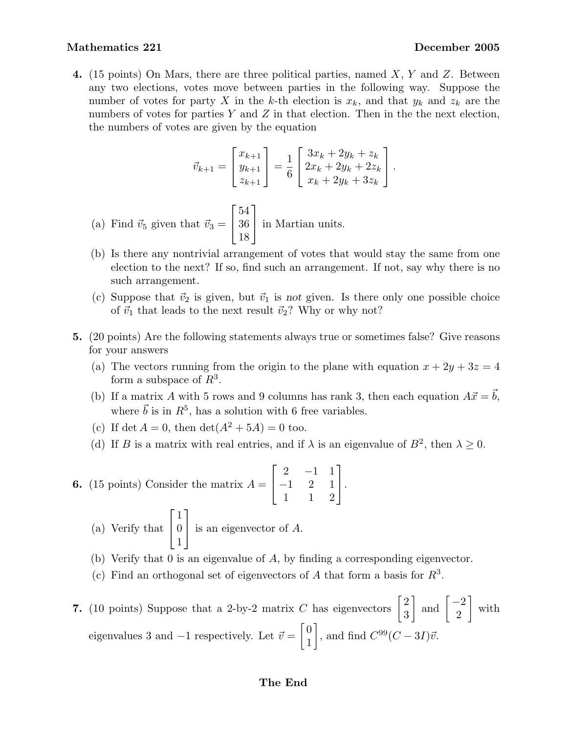4. (15 points) On Mars, there are three political parties, named $X$, $Y$ and $Z$. Between any two elections, votes move between parties in the following way. Suppose the number of votes for party $X$ in the $k$-th election is $x_k$, and that $y_k$ and $z_k$ are the numbers of votes for parties $Y$ and $Z$ in that election. Then in the the next election, the numbers of votes are given by the equation

$$\vec{v}_{k+1} = \begin{bmatrix} x_{k+1} \\ y_{k+1} \\ z_{k+1} \end{bmatrix} = \frac{1}{6} \begin{bmatrix} 3x_k + 2y_k + z_k \\ 2x_k + 2y_k + 2z_k \\ x_k + 2y_k + 3z_k \end{bmatrix}.$$

   (a) Find $\vec{v}_5$ given that $\vec{v}_3 = \begin{bmatrix} 54 \\ 36 \\ 18 \end{bmatrix}$ in Martian units.

   (b) Is there any nontrivial arrangement of votes that would stay the same from one election to the next? If so, find such an arrangement. If not, say why there is no such arrangement.

   (c) Suppose that $\vec{v}_2$ is given, but $\vec{v}_1$ is *not* given. Is there only one possible choice of $\vec{v}_1$ that leads to the next result $\vec{v}_2$? Why or why not?

5. (20 points) Are the following statements always true or sometimes false? Give reasons for your answers

   (a) The vectors running from the origin to the plane with equation $x + 2y + 3z = 4$ form a subspace of $R^3$.

   (b) If a matrix $A$ with 5 rows and 9 columns has rank 3, then each equation $A\vec{x} = \vec{b}$, where $\vec{b}$ is in $R^5$, has a solution with 6 free variables.

   (c) If $\det A = 0$, then $\det(A^2 + 5A) = 0$ too.

   (d) If $B$ is a matrix with real entries, and if $\lambda$ is an eigenvalue of $B^2$, then $\lambda \geq 0$.

6. (15 points) Consider the matrix $A = \begin{bmatrix} 2 & -1 & 1 \\ -1 & 2 & 1 \\ 1 & 1 & 2 \end{bmatrix}$.

   (a) Verify that $\begin{bmatrix} 1 \\ 0 \\ 1 \end{bmatrix}$ is an eigenvector of $A$.

   (b) Verify that 0 is an eigenvalue of $A$, by finding a corresponding eigenvector.

   (c) Find an orthogonal set of eigenvectors of $A$ that form a basis for $R^3$.

7. (10 points) Suppose that a 2-by-2 matrix $C$ has eigenvectors $\begin{bmatrix} 2 \\ 3 \end{bmatrix}$ and $\begin{bmatrix} -2 \\ 2 \end{bmatrix}$ with eigenvalues 3 and $-1$ respectively. Let $\vec{v} = \begin{bmatrix} 0 \\ 1 \end{bmatrix}$, and find $C^{99}(C - 3I)\vec{v}$.

**The End**